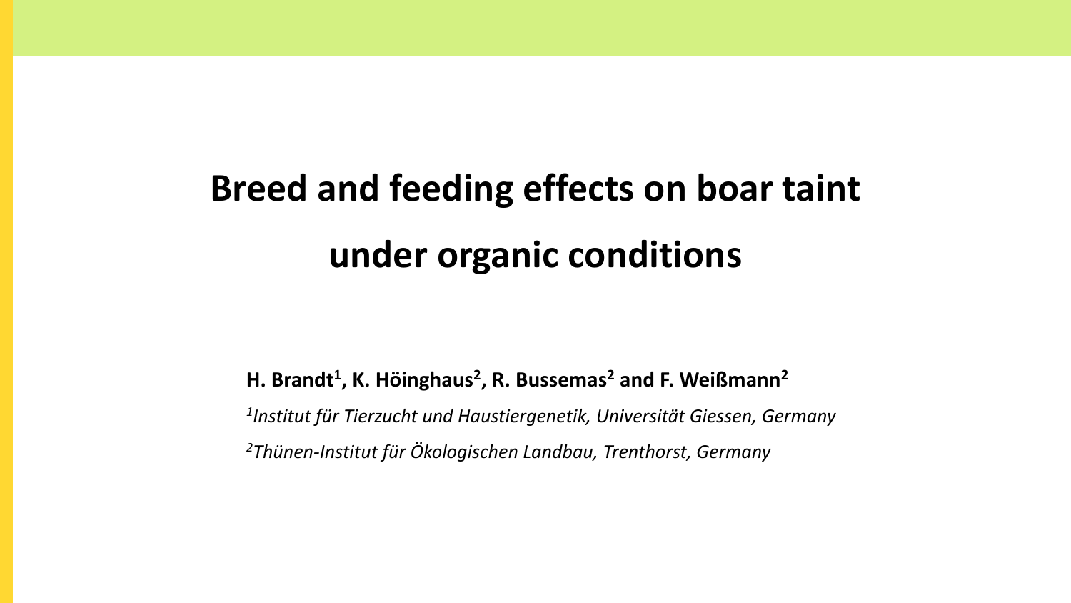# Breed and feeding effects on boar taint under organic conditions

**H. Brandt[1], K. Höinghaus[2], R. Bussemas[2] and F. Weißmann[2]**

*[1]Institut für Tierzucht und Haustiergenetik, Universität Giessen, Germany*

*[2]Thünen-Institut für Ökologischen Landbau, Trenthorst, Germany*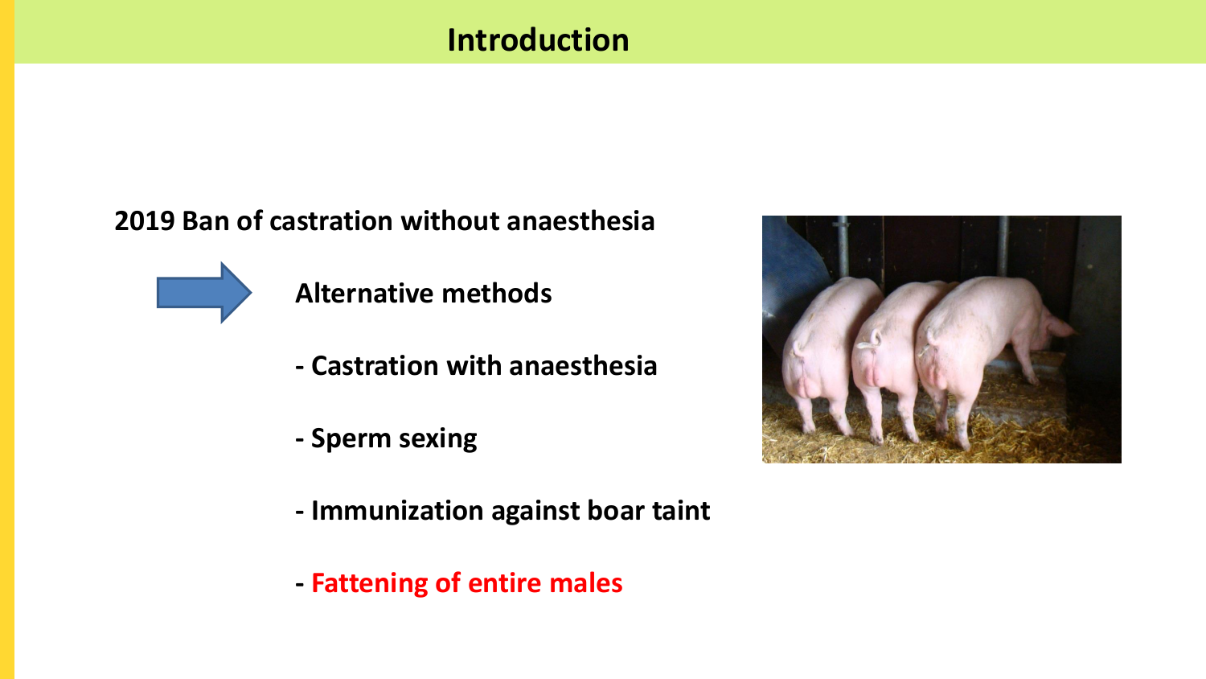# Introduction

**2019 Ban of castration without anaesthesia**

→ **Alternative methods**

- **Castration with anaesthesia**
- **Sperm sexing**
- **Immunization against boar taint**
- **Fattening of entire males**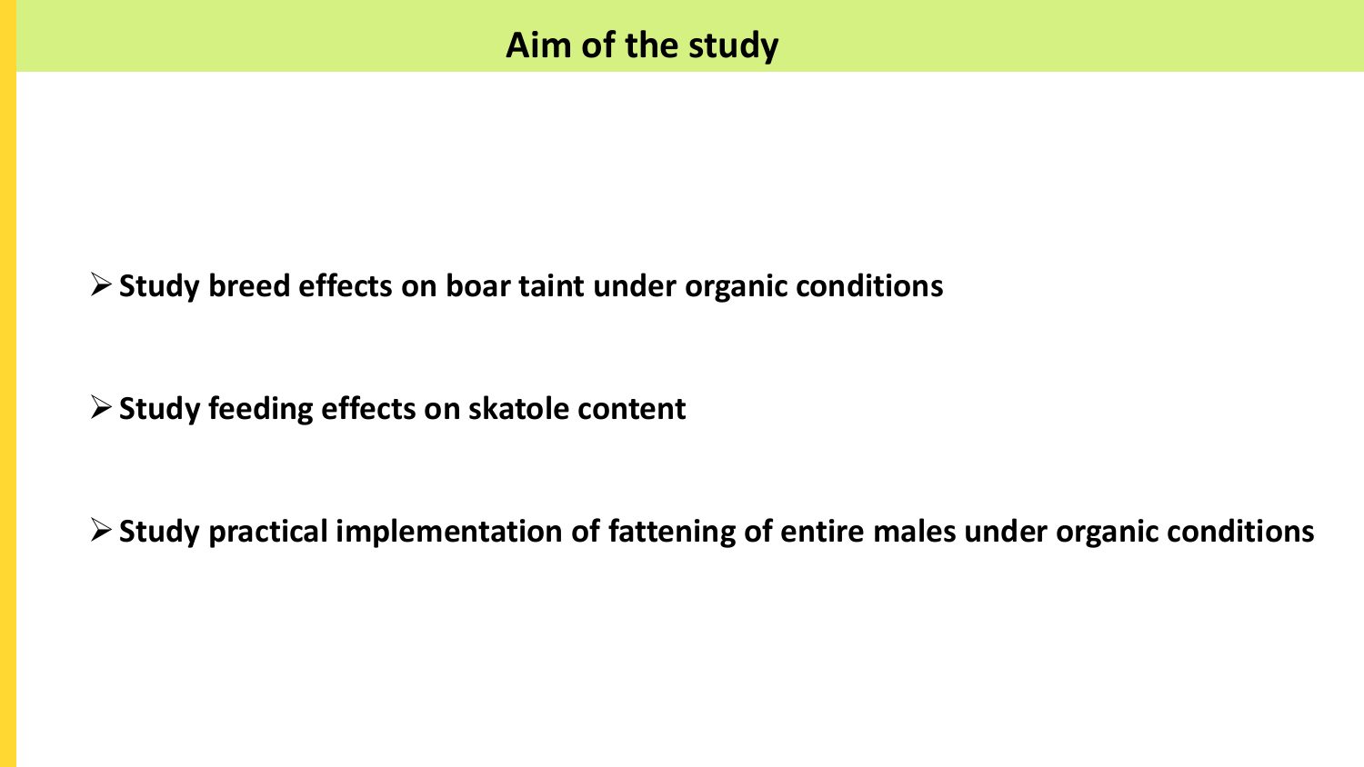# Aim of the study

- **Study breed effects on boar taint under organic conditions**
- **Study feeding effects on skatole content**
- **Study practical implementation of fattening of entire males under organic conditions**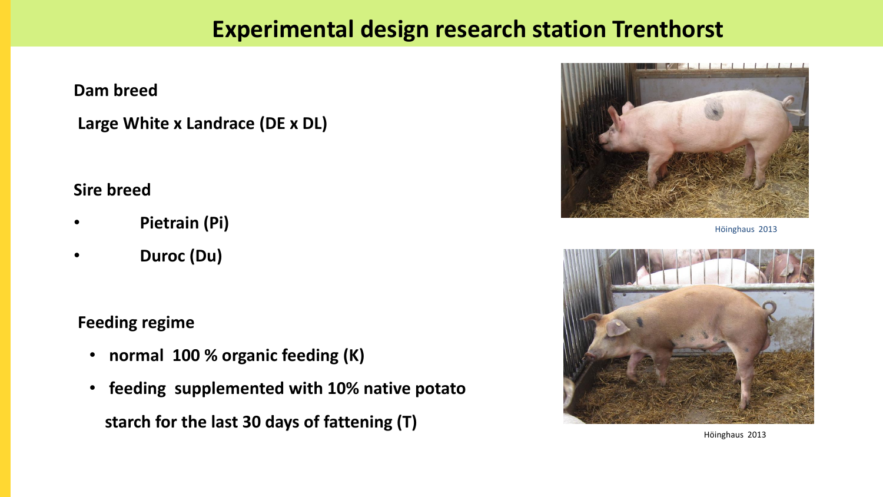# Experimental design research station Trenthorst

**Dam breed**

**Large White x Landrace (DE x DL)**

**Sire breed**

- **Pietrain (Pi)**
- **Duroc (Du)**

**Feeding regime**

- **normal 100 % organic feeding (K)**
- **feeding supplemented with 10% native potato starch for the last 30 days of fattening (T)**

Höinghaus 2013

Höinghaus 2013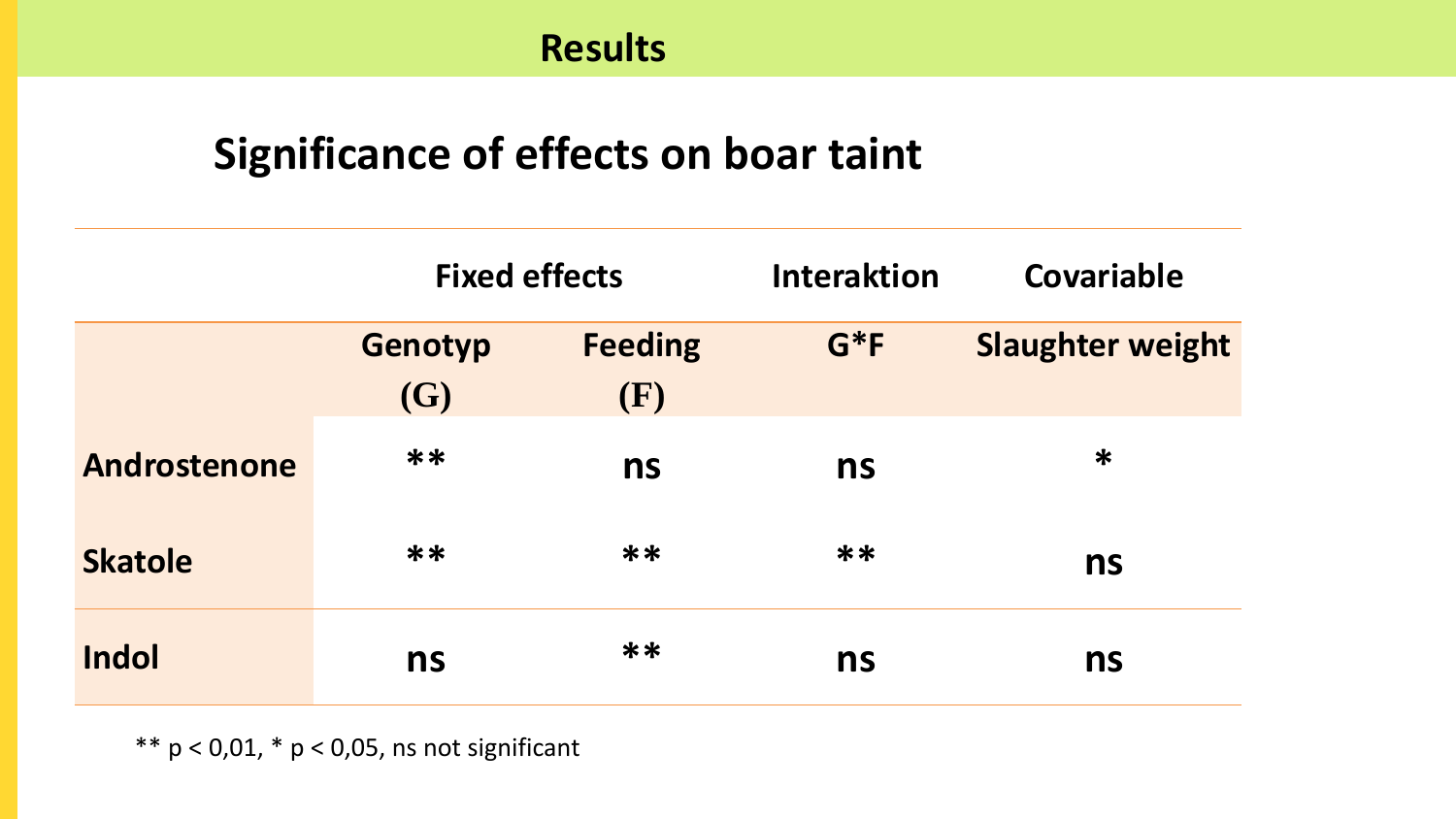# Results

## Significance of effects on boar taint

| | Fixed effects | | Interaktion | Covariable |
|---|---|---|---|---|
| | Genotyp (G) | Feeding (F) | G*F | Slaughter weight |
| Androstenone | ** | ns | ns | * |
| Skatole | ** | ** | ** | ns |
| Indol | ns | ** | ns | ns |

** p < 0,01, * p < 0,05, ns not significant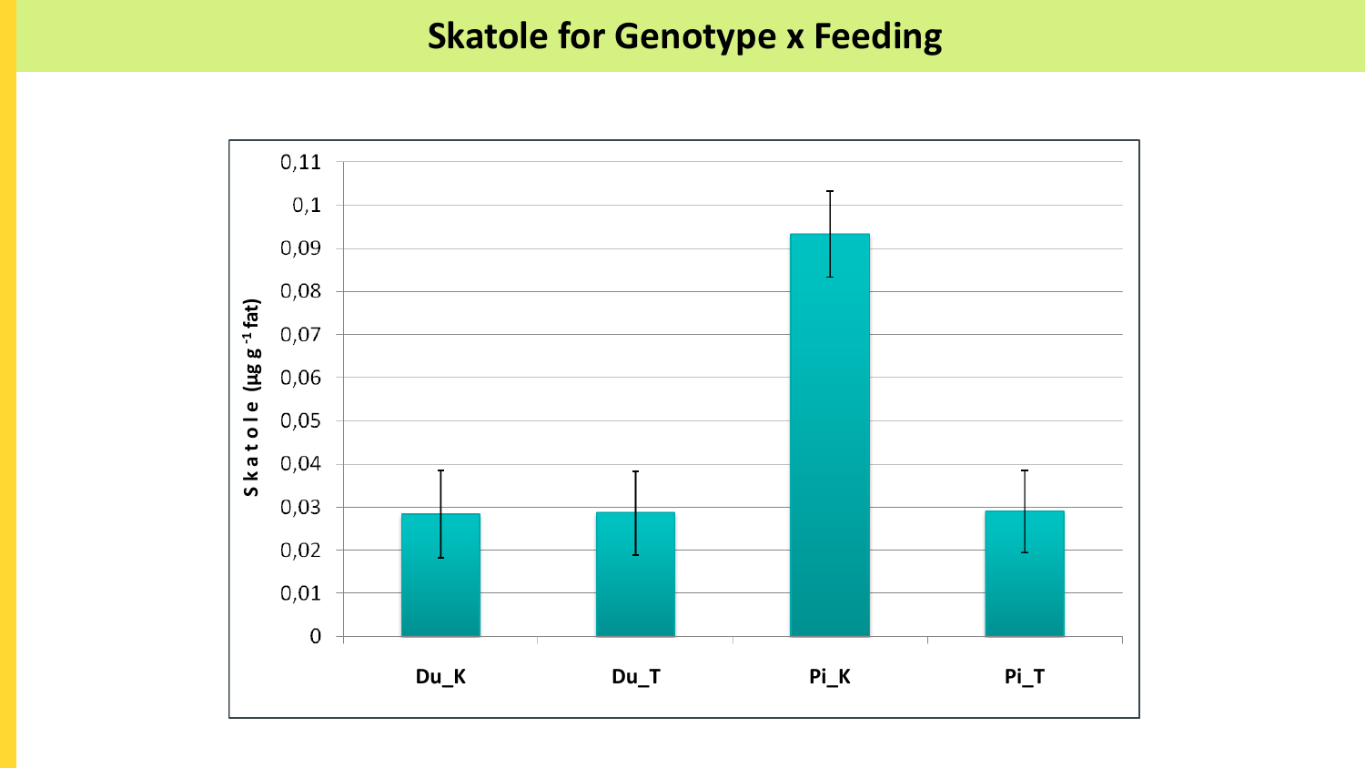# Skatole for Genotype x Feeding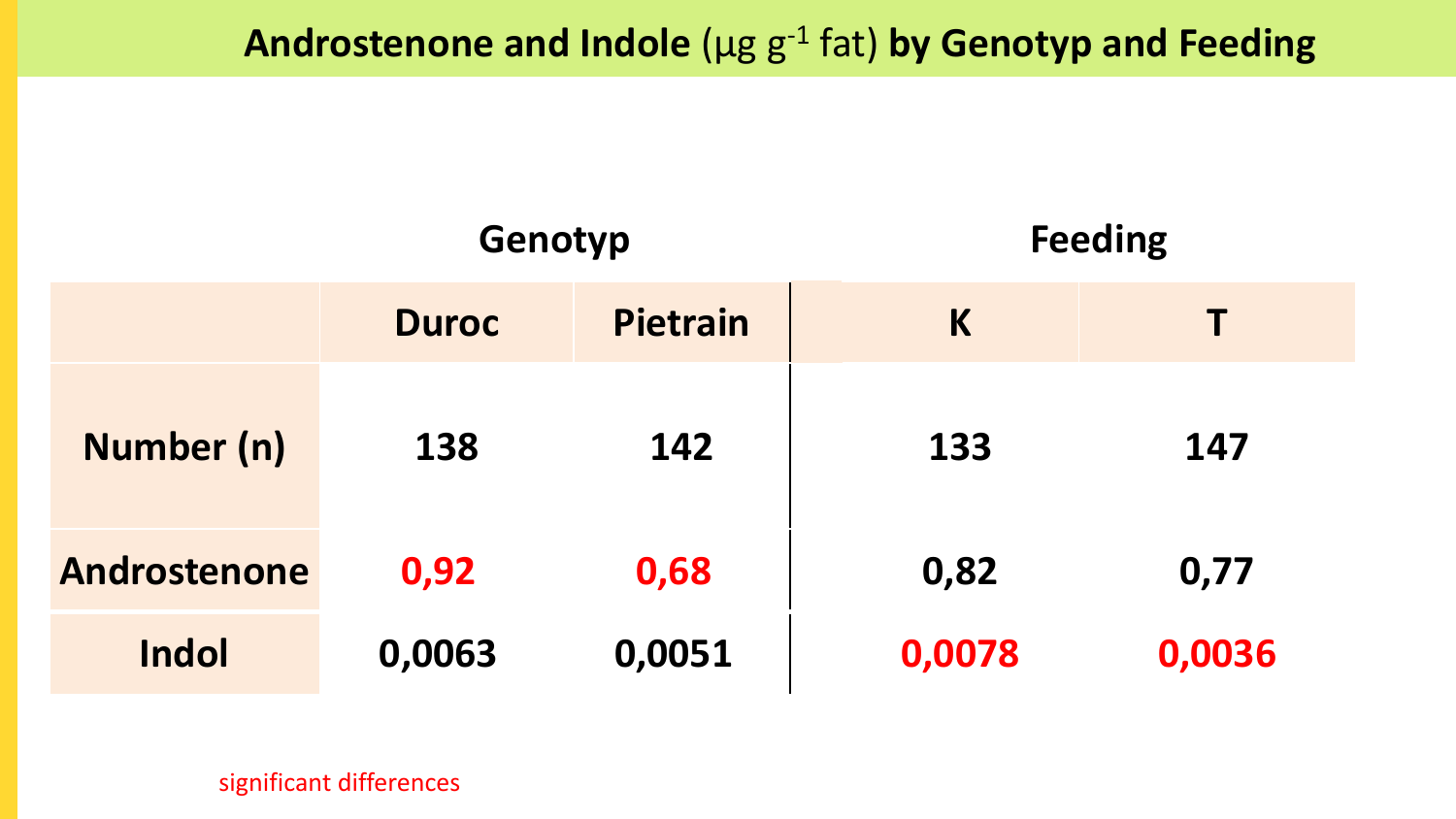# Androstenone and Indole (µg $g^{-1}$ fat) by Genotyp and Feeding

| | Genotyp | | Feeding | |
|---|---|---|---|---|
| | Duroc | Pietrain | K | T |
| Number (n) | 138 | 142 | 133 | 147 |
| Androstenone | 0,92 | 0,68 | 0,82 | 0,77 |
| Indol | 0,0063 | 0,0051 | 0,0078 | 0,0036 |

significant differences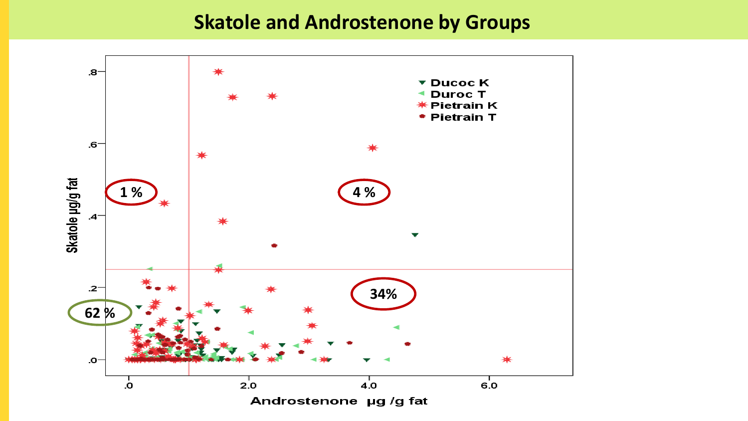# Skatole and Androstenone by Groups

Skatole µg/g fat

Androstenone µg /g fat

Ducoc K
Duroc T
Pietrain K
Pietrain T

1 %

4 %

34%

62 %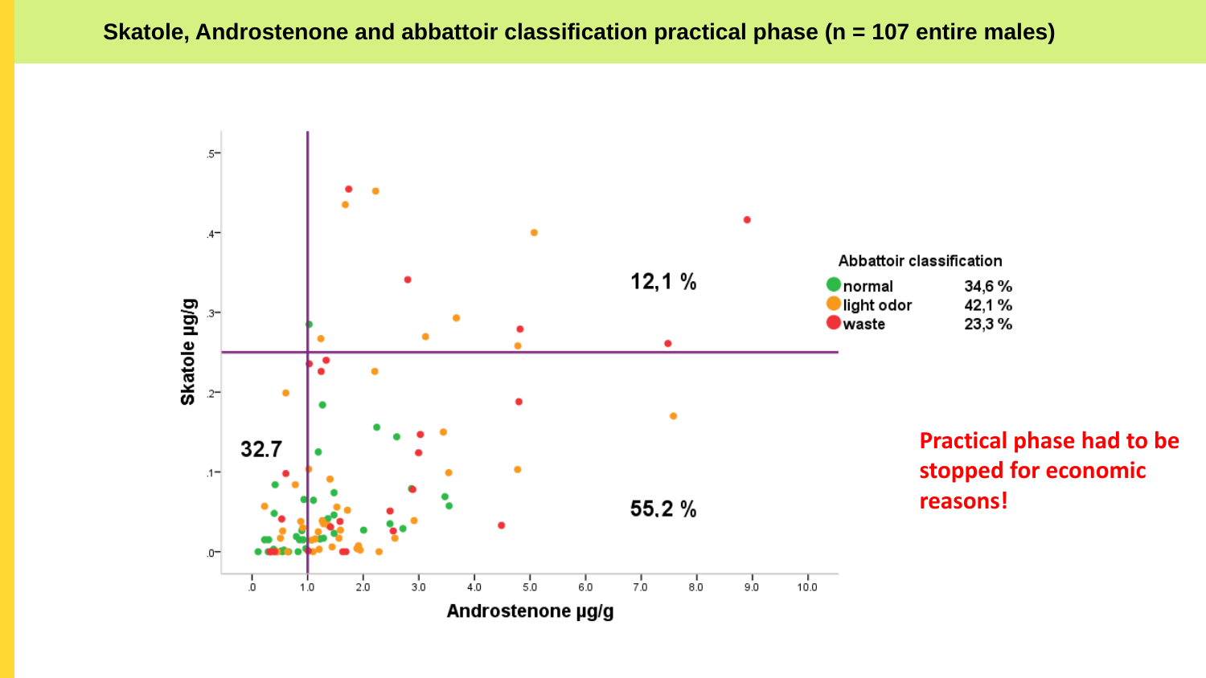# Skatole, Androstenone and abbattoir classification practical phase (n = 107 entire males)

Abbattoir classification

| | |
|---|---|
| normal | 34,6 % |
| light odor | 42,1 % |
| waste | 23,3 % |

12,1 %

32.7

55.2 %

Skatole µg/g

Androstenone µg/g

**Practical phase had to be stopped for economic reasons!**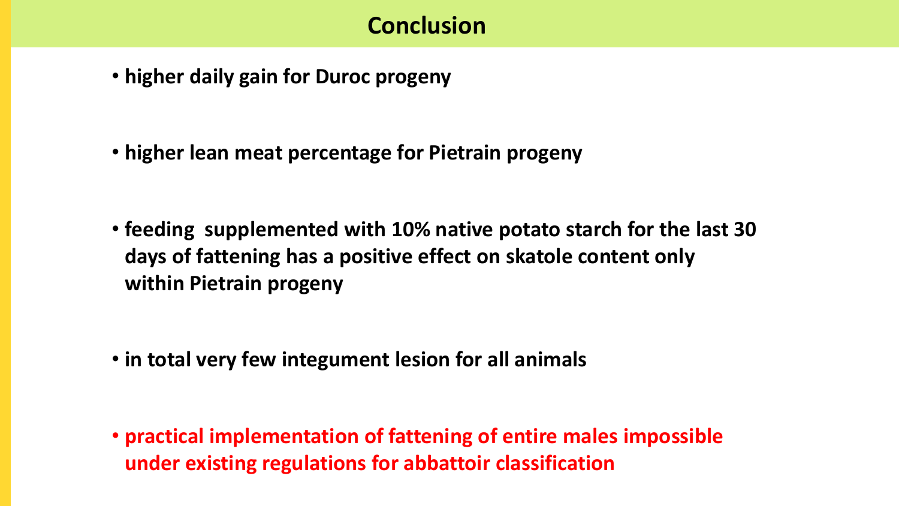# Conclusion

- **higher daily gain for Duroc progeny**

- **higher lean meat percentage for Pietrain progeny**

- **feeding  supplemented with 10% native potato starch for the last 30 days of fattening has a positive effect on skatole content only within Pietrain progeny**

- **in total very few integument lesion for all animals**

- **practical implementation of fattening of entire males impossible under existing regulations for abbattoir classification**